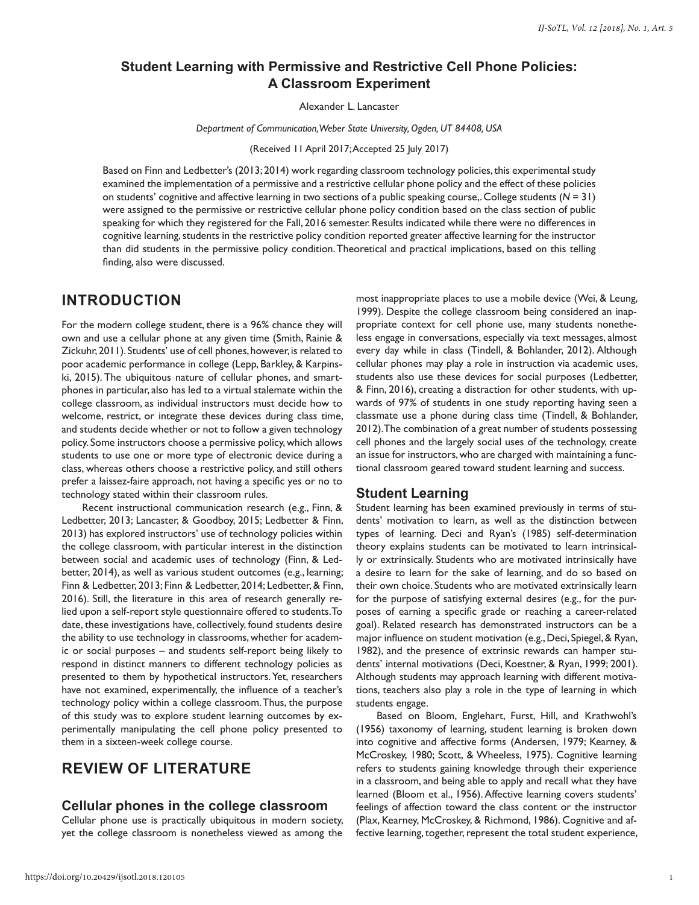# Student Learning with Permissive and Restrictive Cell Phone Policies: A Classroom Experiment

Alexander L. Lancaster

*Department of Communication, Weber State University, Ogden, UT 84408, USA*

(Received 11 April 2017; Accepted 25 July 2017)

Based on Finn and Ledbetter's (2013; 2014) work regarding classroom technology policies, this experimental study examined the implementation of a permissive and a restrictive cellular phone policy and the effect of these policies on students' cognitive and affective learning in two sections of a public speaking course,. College students (*N* = 31) were assigned to the permissive or restrictive cellular phone policy condition based on the class section of public speaking for which they registered for the Fall, 2016 semester. Results indicated while there were no differences in cognitive learning, students in the restrictive policy condition reported greater affective learning for the instructor than did students in the permissive policy condition. Theoretical and practical implications, based on this telling finding, also were discussed.

## INTRODUCTION

For the modern college student, there is a 96% chance they will own and use a cellular phone at any given time (Smith, Rainie & Zickuhr, 2011). Students' use of cell phones, however, is related to poor academic performance in college (Lepp, Barkley, & Karpinski, 2015). The ubiquitous nature of cellular phones, and smartphones in particular, also has led to a virtual stalemate within the college classroom, as individual instructors must decide how to welcome, restrict, or integrate these devices during class time, and students decide whether or not to follow a given technology policy. Some instructors choose a permissive policy, which allows students to use one or more type of electronic device during a class, whereas others choose a restrictive policy, and still others prefer a laissez-faire approach, not having a specific yes or no to technology stated within their classroom rules.

Recent instructional communication research (e.g., Finn, & Ledbetter, 2013; Lancaster, & Goodboy, 2015; Ledbetter & Finn, 2013) has explored instructors' use of technology policies within the college classroom, with particular interest in the distinction between social and academic uses of technology (Finn, & Ledbetter, 2014), as well as various student outcomes (e.g., learning; Finn & Ledbetter, 2013; Finn & Ledbetter, 2014; Ledbetter, & Finn, 2016). Still, the literature in this area of research generally relied upon a self-report style questionnaire offered to students. To date, these investigations have, collectively, found students desire the ability to use technology in classrooms, whether for academic or social purposes – and students self-report being likely to respond in distinct manners to different technology policies as presented to them by hypothetical instructors. Yet, researchers have not examined, experimentally, the influence of a teacher's technology policy within a college classroom. Thus, the purpose of this study was to explore student learning outcomes by experimentally manipulating the cell phone policy presented to them in a sixteen-week college course.

## REVIEW OF LITERATURE

### Cellular phones in the college classroom

Cellular phone use is practically ubiquitous in modern society, yet the college classroom is nonetheless viewed as among the most inappropriate places to use a mobile device (Wei, & Leung, 1999). Despite the college classroom being considered an inappropriate context for cell phone use, many students nonetheless engage in conversations, especially via text messages, almost every day while in class (Tindell, & Bohlander, 2012). Although cellular phones may play a role in instruction via academic uses, students also use these devices for social purposes (Ledbetter, & Finn, 2016), creating a distraction for other students, with upwards of 97% of students in one study reporting having seen a classmate use a phone during class time (Tindell, & Bohlander, 2012). The combination of a great number of students possessing cell phones and the largely social uses of the technology, create an issue for instructors, who are charged with maintaining a functional classroom geared toward student learning and success.

### Student Learning

Student learning has been examined previously in terms of students' motivation to learn, as well as the distinction between types of learning. Deci and Ryan's (1985) self-determination theory explains students can be motivated to learn intrinsically or extrinsically. Students who are motivated intrinsically have a desire to learn for the sake of learning, and do so based on their own choice. Students who are motivated extrinsically learn for the purpose of satisfying external desires (e.g., for the purposes of earning a specific grade or reaching a career-related goal). Related research has demonstrated instructors can be a major influence on student motivation (e.g., Deci, Spiegel, & Ryan, 1982), and the presence of extrinsic rewards can hamper students' internal motivations (Deci, Koestner, & Ryan, 1999; 2001). Although students may approach learning with different motivations, teachers also play a role in the type of learning in which students engage.

Based on Bloom, Englehart, Furst, Hill, and Krathwohl's (1956) taxonomy of learning, student learning is broken down into cognitive and affective forms (Andersen, 1979; Kearney, & McCroskey, 1980; Scott, & Wheeless, 1975). Cognitive learning refers to students gaining knowledge through their experience in a classroom, and being able to apply and recall what they have learned (Bloom et al., 1956). Affective learning covers students' feelings of affection toward the class content or the instructor (Plax, Kearney, McCroskey, & Richmond, 1986). Cognitive and affective learning, together, represent the total student experience,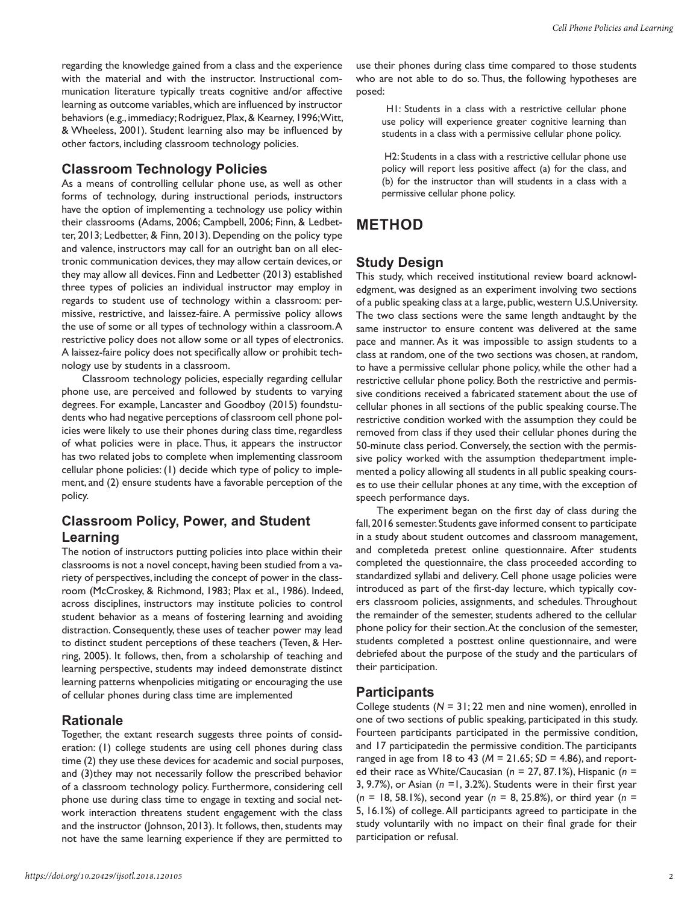regarding the knowledge gained from a class and the experience with the material and with the instructor. Instructional communication literature typically treats cognitive and/or affective learning as outcome variables, which are influenced by instructor behaviors (e.g., immediacy; Rodriguez, Plax, & Kearney, 1996; Witt, & Wheeless, 2001). Student learning also may be influenced by other factors, including classroom technology policies.

## Classroom Technology Policies

As a means of controlling cellular phone use, as well as other forms of technology, during instructional periods, instructors have the option of implementing a technology use policy within their classrooms (Adams, 2006; Campbell, 2006; Finn, & Ledbetter, 2013; Ledbetter, & Finn, 2013). Depending on the policy type and valence, instructors may call for an outright ban on all electronic communication devices, they may allow certain devices, or they may allow all devices. Finn and Ledbetter (2013) established three types of policies an individual instructor may employ in regards to student use of technology within a classroom: permissive, restrictive, and laissez-faire. A permissive policy allows the use of some or all types of technology within a classroom. A restrictive policy does not allow some or all types of electronics. A laissez-faire policy does not specifically allow or prohibit technology use by students in a classroom.

Classroom technology policies, especially regarding cellular phone use, are perceived and followed by students to varying degrees. For example, Lancaster and Goodboy (2015) foundstudents who had negative perceptions of classroom cell phone policies were likely to use their phones during class time, regardless of what policies were in place. Thus, it appears the instructor has two related jobs to complete when implementing classroom cellular phone policies: (1) decide which type of policy to implement, and (2) ensure students have a favorable perception of the policy.

## Classroom Policy, Power, and Student Learning

The notion of instructors putting policies into place within their classrooms is not a novel concept, having been studied from a variety of perspectives, including the concept of power in the classroom (McCroskey, & Richmond, 1983; Plax et al., 1986). Indeed, across disciplines, instructors may institute policies to control student behavior as a means of fostering learning and avoiding distraction. Consequently, these uses of teacher power may lead to distinct student perceptions of these teachers (Teven, & Herring, 2005). It follows, then, from a scholarship of teaching and learning perspective, students may indeed demonstrate distinct learning patterns whenpolicies mitigating or encouraging the use of cellular phones during class time are implemented

## Rationale

Together, the extant research suggests three points of consideration: (1) college students are using cell phones during class time (2) they use these devices for academic and social purposes, and (3)they may not necessarily follow the prescribed behavior of a classroom technology policy. Furthermore, considering cell phone use during class time to engage in texting and social network interaction threatens student engagement with the class and the instructor (Johnson, 2013). It follows, then, students may not have the same learning experience if they are permitted to use their phones during class time compared to those students who are not able to do so. Thus, the following hypotheses are posed:

> H1: Students in a class with a restrictive cellular phone use policy will experience greater cognitive learning than students in a class with a permissive cellular phone policy.

> H2: Students in a class with a restrictive cellular phone use policy will report less positive affect (a) for the class, and (b) for the instructor than will students in a class with a permissive cellular phone policy.

# METHOD

## Study Design

This study, which received institutional review board acknowledgment, was designed as an experiment involving two sections of a public speaking class at a large, public, western U.S.University. The two class sections were the same length andtaught by the same instructor to ensure content was delivered at the same pace and manner. As it was impossible to assign students to a class at random, one of the two sections was chosen, at random, to have a permissive cellular phone policy, while the other had a restrictive cellular phone policy. Both the restrictive and permissive conditions received a fabricated statement about the use of cellular phones in all sections of the public speaking course. The restrictive condition worked with the assumption they could be removed from class if they used their cellular phones during the 50-minute class period. Conversely, the section with the permissive policy worked with the assumption thedepartment implemented a policy allowing all students in all public speaking courses to use their cellular phones at any time, with the exception of speech performance days.

The experiment began on the first day of class during the fall, 2016 semester. Students gave informed consent to participate in a study about student outcomes and classroom management, and completeda pretest online questionnaire. After students completed the questionnaire, the class proceeded according to standardized syllabi and delivery. Cell phone usage policies were introduced as part of the first-day lecture, which typically covers classroom policies, assignments, and schedules. Throughout the remainder of the semester, students adhered to the cellular phone policy for their section. At the conclusion of the semester, students completed a posttest online questionnaire, and were debriefed about the purpose of the study and the particulars of their participation.

## Participants

College students ($N$ = 31; 22 men and nine women), enrolled in one of two sections of public speaking, participated in this study. Fourteen participants participated in the permissive condition, and 17 participatedin the permissive condition. The participants ranged in age from 18 to 43 ($M$ = 21.65; $SD$ = 4.86), and reported their race as White/Caucasian ($n$ = 27, 87.1%), Hispanic ($n$ = 3, 9.7%), or Asian ($n$ =1, 3.2%). Students were in their first year ($n$ = 18, 58.1%), second year ($n$ = 8, 25.8%), or third year ($n$ = 5, 16.1%) of college. All participants agreed to participate in the study voluntarily with no impact on their final grade for their participation or refusal.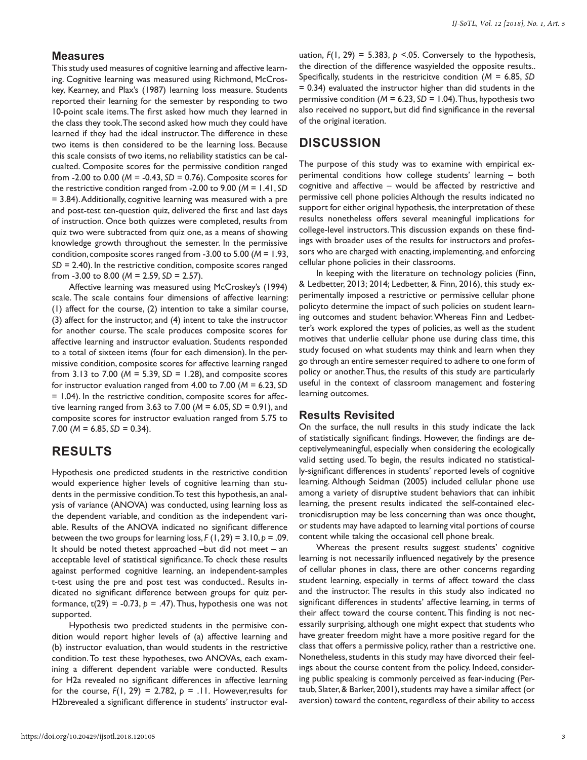## Measures

This study used measures of cognitive learning and affective learning. Cognitive learning was measured using Richmond, McCroskey, Kearney, and Plax's (1987) learning loss measure. Students reported their learning for the semester by responding to two 10-point scale items. The first asked how much they learned in the class they took. The second asked how much they could have learned if they had the ideal instructor. The difference in these two items is then considered to be the learning loss. Because this scale consists of two items, no reliability statistics can be calcualted. Composite scores for the permissive condition ranged from -2.00 to 0.00 ($M$ = -0.43, $SD$ = 0.76). Composite scores for the restrictive condition ranged from -2.00 to 9.00 ($M$ = 1.41, $SD$ = 3.84). Additionally, cognitive learning was measured with a pre and post-test ten-question quiz, delivered the first and last days of instruction. Once both quizzes were completed, results from quiz two were subtracted from quiz one, as a means of showing knowledge growth throughout the semester. In the permissive condition, composite scores ranged from -3.00 to 5.00 ($M$ = 1.93, $SD$ = 2.40). In the restrictive condition, composite scores ranged from -3.00 to 8.00 ($M$ = 2.59, $SD$ = 2.57).

Affective learning was measured using McCroskey's (1994) scale. The scale contains four dimensions of affective learning: (1) affect for the course, (2) intention to take a similar course, (3) affect for the instructor, and (4) intent to take the instructor for another course. The scale produces composite scores for affective learning and instructor evaluation. Students responded to a total of sixteen items (four for each dimension). In the permissive condition, composite scores for affective learning ranged from 3.13 to 7.00 ($M$ = 5.39, $SD$ = 1.28), and composite scores for instructor evaluation ranged from 4.00 to 7.00 ($M$ = 6.23, $SD$ = 1.04). In the restrictive condition, composite scores for affective learning ranged from 3.63 to 7.00 ($M$ = 6.05, $SD$ = 0.91), and composite scores for instructor evaluation ranged from 5.75 to 7.00 ($M$ = 6.85, $SD$ = 0.34).

# RESULTS

Hypothesis one predicted students in the restrictive condition would experience higher levels of cognitive learning than students in the permissive condition. To test this hypothesis, an analysis of variance (ANOVA) was conducted, using learning loss as the dependent variable, and condition as the independent variable. Results of the ANOVA indicated no significant difference between the two groups for learning loss, $F\,(1, 29) = 3.10, p = .09$. It should be noted thetest approached –but did not meet – an acceptable level of statistical significance. To check these results against performed cognitive learning, an independent-samples t-test using the pre and post test was conducted.. Results indicated no significant difference between groups for quiz performance, $t(29) = -0.73, p = .47$). Thus, hypothesis one was not supported.

Hypothesis two predicted students in the permisive condition would report higher levels of (a) affective learning and (b) instructor evaluation, than would students in the restrictive condition. To test these hypotheses, two ANOVAs, each examining a different dependent variable were conducted. Results for H2a revealed no significant differences in affective learning for the course, $F(1, 29) = 2.782, p = .11$. However,results for H2brevealed a significant difference in students' instructor evaluation, $F(1, 29) = 5.383, p <.05$. Conversely to the hypothesis, the direction of the difference wasyielded the opposite results.. Specifically, students in the restricitve condition ($M$ = 6.85, $SD$ = 0.34) evaluated the instructor higher than did students in the permissive condition ($M$ = 6.23, $SD$ = 1.04). Thus, hypothesis two also received no support, but did find significance in the reversal of the original iteration.

# DISCUSSION

The purpose of this study was to examine with empirical experimental conditions how college students' learning – both cognitive and affective – would be affected by restrictive and permissive cell phone policies Although the results indicated no support for either original hypothesis, the interpretation of these results nonetheless offers several meaningful implications for college-level instructors. This discussion expands on these findings with broader uses of the results for instructors and professors who are charged with enacting, implementing, and enforcing cellular phone policies in their classrooms.

In keeping with the literature on technology policies (Finn, & Ledbetter, 2013; 2014; Ledbetter, & Finn, 2016), this study experimentally imposed a restrictive or permissive cellular phone policyto determine the impact of such policies on student learning outcomes and student behavior. Whereas Finn and Ledbetter's work explored the types of policies, as well as the student motives that underlie cellular phone use during class time, this study focused on what students may think and learn when they go through an entire semester required to adhere to one form of policy or another. Thus, the results of this study are particularly useful in the context of classroom management and fostering learning outcomes.

## Results Revisited

On the surface, the null results in this study indicate the lack of statistically significant findings. However, the findings are deceptivelymeaningful, especially when considering the ecologically valid setting used. To begin, the results indicated no statistically-significant differences in students' reported levels of cognitive learning. Although Seidman (2005) included cellular phone use among a variety of disruptive student behaviors that can inhibit learning, the present results indicated the self-contained electronicdisruption may be less concerning than was once thought, or students may have adapted to learning vital portions of course content while taking the occasional cell phone break.

Whereas the present results suggest students' cognitive learning is not necessarily influenced negatively by the presence of cellular phones in class, there are other concerns regarding student learning, especially in terms of affect toward the class and the instructor. The results in this study also indicated no significant differences in students' affective learning, in terms of their affect toward the course content. This finding is not necessarily surprising, although one might expect that students who have greater freedom might have a more positive regard for the class that offers a permissive policy, rather than a restrictive one. Nonetheless, students in this study may have divorced their feelings about the course content from the policy. Indeed, considering public speaking is commonly perceived as fear-inducing (Pertaub, Slater, & Barker, 2001), students may have a similar affect (or aversion) toward the content, regardless of their ability to access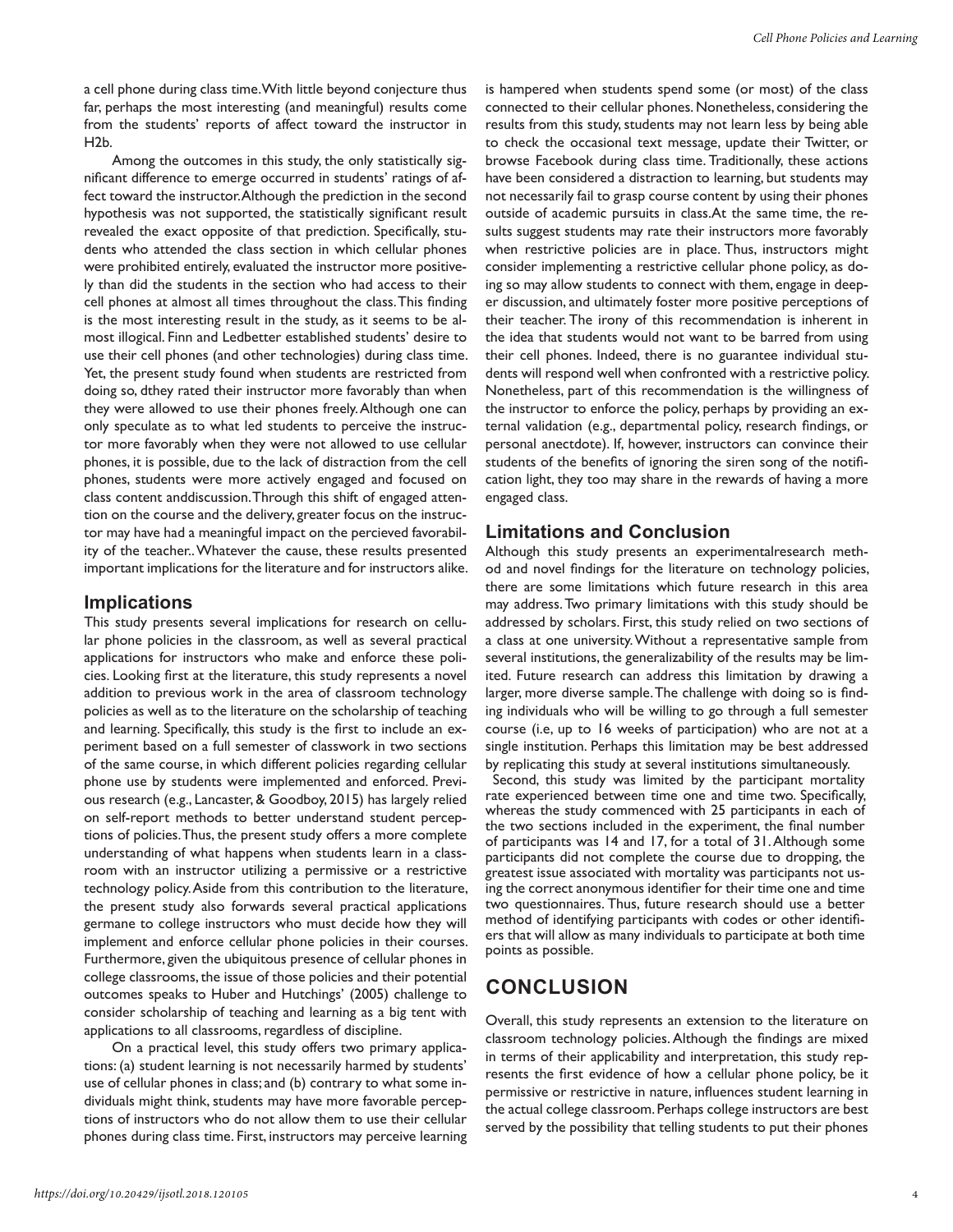a cell phone during class time. With little beyond conjecture thus far, perhaps the most interesting (and meaningful) results come from the students' reports of affect toward the instructor in H2b.

Among the outcomes in this study, the only statistically significant difference to emerge occurred in students' ratings of affect toward the instructor. Although the prediction in the second hypothesis was not supported, the statistically significant result revealed the exact opposite of that prediction. Specifically, students who attended the class section in which cellular phones were prohibited entirely, evaluated the instructor more positively than did the students in the section who had access to their cell phones at almost all times throughout the class. This finding is the most interesting result in the study, as it seems to be almost illogical. Finn and Ledbetter established students' desire to use their cell phones (and other technologies) during class time. Yet, the present study found when students are restricted from doing so, dthey rated their instructor more favorably than when they were allowed to use their phones freely. Although one can only speculate as to what led students to perceive the instructor more favorably when they were not allowed to use cellular phones, it is possible, due to the lack of distraction from the cell phones, students were more actively engaged and focused on class content anddiscussion. Through this shift of engaged attention on the course and the delivery, greater focus on the instructor may have had a meaningful impact on the percieved favorability of the teacher.. Whatever the cause, these results presented important implications for the literature and for instructors alike.

## Implications

This study presents several implications for research on cellular phone policies in the classroom, as well as several practical applications for instructors who make and enforce these policies. Looking first at the literature, this study represents a novel addition to previous work in the area of classroom technology policies as well as to the literature on the scholarship of teaching and learning. Specifically, this study is the first to include an experiment based on a full semester of classwork in two sections of the same course, in which different policies regarding cellular phone use by students were implemented and enforced. Previous research (e.g., Lancaster, & Goodboy, 2015) has largely relied on self-report methods to better understand student perceptions of policies. Thus, the present study offers a more complete understanding of what happens when students learn in a classroom with an instructor utilizing a permissive or a restrictive technology policy. Aside from this contribution to the literature, the present study also forwards several practical applications germane to college instructors who must decide how they will implement and enforce cellular phone policies in their courses. Furthermore, given the ubiquitous presence of cellular phones in college classrooms, the issue of those policies and their potential outcomes speaks to Huber and Hutchings' (2005) challenge to consider scholarship of teaching and learning as a big tent with applications to all classrooms, regardless of discipline.

On a practical level, this study offers two primary applications: (a) student learning is not necessarily harmed by students' use of cellular phones in class; and (b) contrary to what some individuals might think, students may have more favorable perceptions of instructors who do not allow them to use their cellular phones during class time. First, instructors may perceive learning is hampered when students spend some (or most) of the class connected to their cellular phones. Nonetheless, considering the results from this study, students may not learn less by being able to check the occasional text message, update their Twitter, or browse Facebook during class time. Traditionally, these actions have been considered a distraction to learning, but students may not necessarily fail to grasp course content by using their phones outside of academic pursuits in class. At the same time, the results suggest students may rate their instructors more favorably when restrictive policies are in place. Thus, instructors might consider implementing a restrictive cellular phone policy, as doing so may allow students to connect with them, engage in deeper discussion, and ultimately foster more positive perceptions of their teacher. The irony of this recommendation is inherent in the idea that students would not want to be barred from using their cell phones. Indeed, there is no guarantee individual students will respond well when confronted with a restrictive policy. Nonetheless, part of this recommendation is the willingness of the instructor to enforce the policy, perhaps by providing an external validation (e.g., departmental policy, research findings, or personal anectdote). If, however, instructors can convince their students of the benefits of ignoring the siren song of the notification light, they too may share in the rewards of having a more engaged class.

## Limitations and Conclusion

Although this study presents an experimentalresearch method and novel findings for the literature on technology policies, there are some limitations which future research in this area may address. Two primary limitations with this study should be addressed by scholars. First, this study relied on two sections of a class at one university. Without a representative sample from several institutions, the generalizability of the results may be limited. Future research can address this limitation by drawing a larger, more diverse sample. The challenge with doing so is finding individuals who will be willing to go through a full semester course (i.e, up to 16 weeks of participation) who are not at a single institution. Perhaps this limitation may be best addressed by replicating this study at several institutions simultaneously.

Second, this study was limited by the participant mortality rate experienced between time one and time two. Specifically, whereas the study commenced with 25 participants in each of the two sections included in the experiment, the final number of participants was 14 and 17, for a total of 31. Although some participants did not complete the course due to dropping, the greatest issue associated with mortality was participants not using the correct anonymous identifier for their time one and time two questionnaires. Thus, future research should use a better method of identifying participants with codes or other identifiers that will allow as many individuals to participate at both time points as possible.

## CONCLUSION

Overall, this study represents an extension to the literature on classroom technology policies. Although the findings are mixed in terms of their applicability and interpretation, this study represents the first evidence of how a cellular phone policy, be it permissive or restrictive in nature, influences student learning in the actual college classroom. Perhaps college instructors are best served by the possibility that telling students to put their phones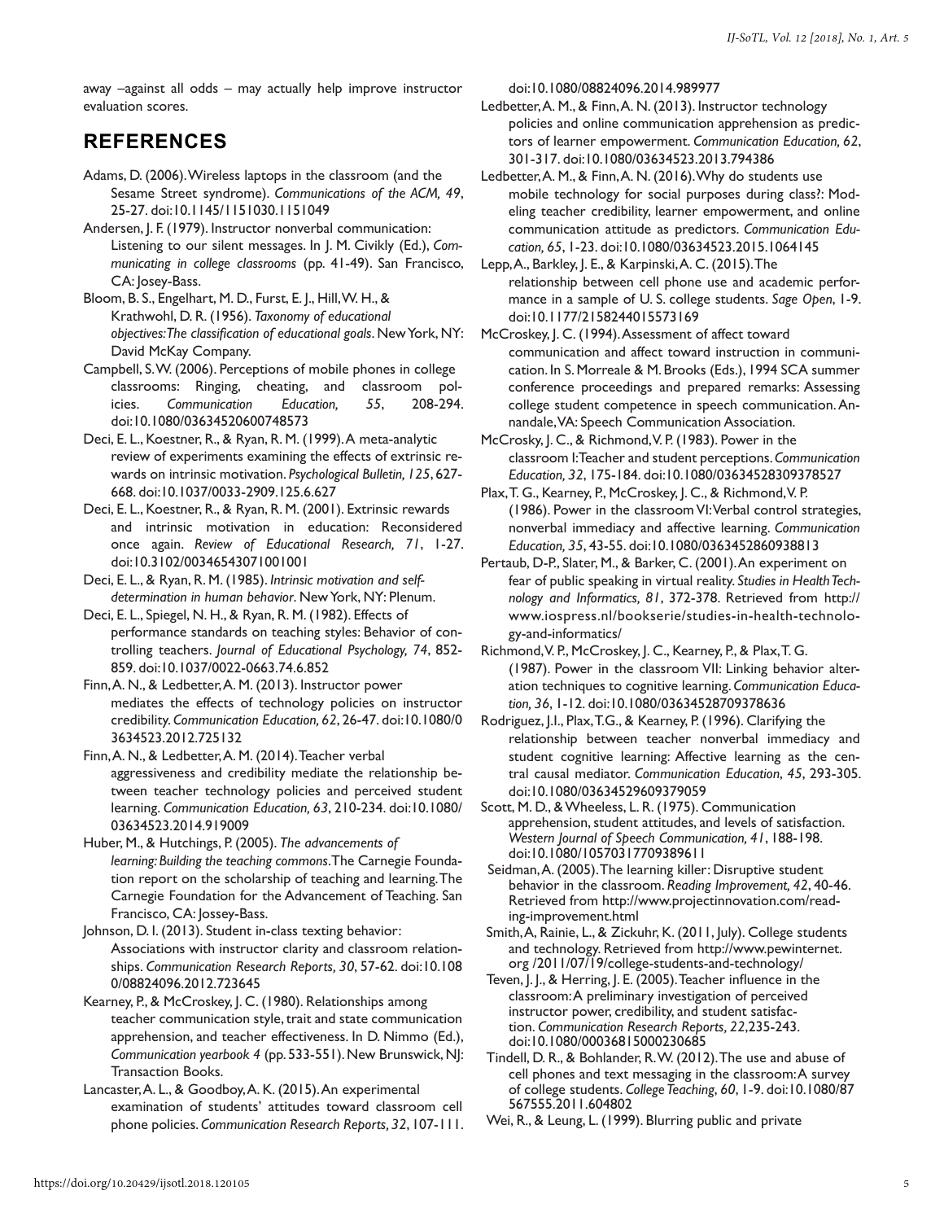away –against all odds – may actually help improve instructor evaluation scores.

## REFERENCES

Adams, D. (2006). Wireless laptops in the classroom (and the Sesame Street syndrome). *Communications of the ACM, 49*, 25-27. doi:10.1145/1151030.1151049

Andersen, J. F. (1979). Instructor nonverbal communication: Listening to our silent messages. In J. M. Civikly (Ed.), *Communicating in college classrooms* (pp. 41-49). San Francisco, CA: Josey-Bass.

Bloom, B. S., Engelhart, M. D., Furst, E. J., Hill, W. H., & Krathwohl, D. R. (1956). *Taxonomy of educational objectives: The classification of educational goals*. New York, NY: David McKay Company.

Campbell, S. W. (2006). Perceptions of mobile phones in college classrooms: Ringing, cheating, and classroom policies. *Communication Education, 55*, 208-294. doi:10.1080/03634520600748573

Deci, E. L., Koestner, R., & Ryan, R. M. (1999). A meta-analytic review of experiments examining the effects of extrinsic rewards on intrinsic motivation. *Psychological Bulletin, 125*, 627-668. doi:10.1037/0033-2909.125.6.627

Deci, E. L., Koestner, R., & Ryan, R. M. (2001). Extrinsic rewards and intrinsic motivation in education: Reconsidered once again. *Review of Educational Research, 71*, 1-27. doi:10.3102/00346543071001001

Deci, E. L., & Ryan, R. M. (1985). *Intrinsic motivation and self-determination in human behavior*. New York, NY: Plenum.

Deci, E. L., Spiegel, N. H., & Ryan, R. M. (1982). Effects of performance standards on teaching styles: Behavior of controlling teachers. *Journal of Educational Psychology, 74*, 852-859. doi:10.1037/0022-0663.74.6.852

Finn, A. N., & Ledbetter, A. M. (2013). Instructor power mediates the effects of technology policies on instructor credibility. *Communication Education, 62*, 26-47. doi:10.1080/03634523.2012.725132

Finn, A. N., & Ledbetter, A. M. (2014). Teacher verbal aggressiveness and credibility mediate the relationship between teacher technology policies and perceived student learning. *Communication Education, 63*, 210-234. doi:10.1080/03634523.2014.919009

Huber, M., & Hutchings, P. (2005). *The advancements of learning: Building the teaching commons*. The Carnegie Foundation report on the scholarship of teaching and learning. The Carnegie Foundation for the Advancement of Teaching. San Francisco, CA: Jossey-Bass.

Johnson, D. I. (2013). Student in-class texting behavior: Associations with instructor clarity and classroom relationships. *Communication Research Reports, 30*, 57-62. doi:10.1080/08824096.2012.723645

Kearney, P., & McCroskey, J. C. (1980). Relationships among teacher communication style, trait and state communication apprehension, and teacher effectiveness. In D. Nimmo (Ed.), *Communication yearbook 4* (pp. 533-551). New Brunswick, NJ: Transaction Books.

Lancaster, A. L., & Goodboy, A. K. (2015). An experimental examination of students' attitudes toward classroom cell phone policies. *Communication Research Reports, 32*, 107-111. doi:10.1080/08824096.2014.989977

Ledbetter, A. M., & Finn, A. N. (2013). Instructor technology policies and online communication apprehension as predictors of learner empowerment. *Communication Education, 62*, 301-317. doi:10.1080/03634523.2013.794386

Ledbetter, A. M., & Finn, A. N. (2016). Why do students use mobile technology for social purposes during class?: Modeling teacher credibility, learner empowerment, and online communication attitude as predictors. *Communication Education, 65*, 1-23. doi:10.1080/03634523.2015.1064145

Lepp, A., Barkley, J. E., & Karpinski, A. C. (2015). The relationship between cell phone use and academic performance in a sample of U. S. college students. *Sage Open*, 1-9. doi:10.1177/2158244015573169

McCroskey, J. C. (1994). Assessment of affect toward communication and affect toward instruction in communication. In S. Morreale & M. Brooks (Eds.), 1994 SCA summer conference proceedings and prepared remarks: Assessing college student competence in speech communication. Annandale, VA: Speech Communication Association.

McCrosky, J. C., & Richmond, V. P. (1983). Power in the classroom I: Teacher and student perceptions. *Communication Education, 32*, 175-184. doi:10.1080/03634528309378527

Plax, T. G., Kearney, P., McCroskey, J. C., & Richmond, V. P. (1986). Power in the classroom VI: Verbal control strategies, nonverbal immediacy and affective learning. *Communication Education, 35*, 43-55. doi:10.1080/03634528609388813

Pertaub, D-P., Slater, M., & Barker, C. (2001). An experiment on fear of public speaking in virtual reality. *Studies in Health Technology and Informatics, 81*, 372-378. Retrieved from http://www.iospress.nl/bookserie/studies-in-health-technology-and-informatics/

Richmond, V. P., McCroskey, J. C., Kearney, P., & Plax, T. G. (1987). Power in the classroom VII: Linking behavior alteration techniques to cognitive learning. *Communication Education, 36*, 1-12. doi:10.1080/03634528709378636

Rodriguez, J. I., Plax, T. G., & Kearney, P. (1996). Clarifying the relationship between teacher nonverbal immediacy and student cognitive learning: Affective learning as the central causal mediator. *Communication Education*, *45*, 293-305. doi:10.1080/03634529609379059

Scott, M. D., & Wheeless, L. R. (1975). Communication apprehension, student attitudes, and levels of satisfaction. *Western Journal of Speech Communication, 41*, 188-198. doi:10.1080/10570317709389611

Seidman, A. (2005). The learning killer: Disruptive student behavior in the classroom. *Reading Improvement, 42*, 40-46. Retrieved from http://www.projectinnovation.com/reading-improvement.html

Smith, A, Rainie, L., & Zickuhr, K. (2011, July). College students and technology. Retrieved from http://www.pewinternet.org /2011/07/19/college-students-and-technology/

Teven, J. J., & Herring, J. E. (2005). Teacher influence in the classroom: A preliminary investigation of perceived instructor power, credibility, and student satisfaction. *Communication Research Reports, 22*, 235-243. doi:10.1080/00036815000230685

Tindell, D. R., & Bohlander, R. W. (2012). The use and abuse of cell phones and text messaging in the classroom: A survey of college students. *College Teaching*, *60*, 1-9. doi:10.1080/87567555.2011.604802

Wei, R., & Leung, L. (1999). Blurring public and private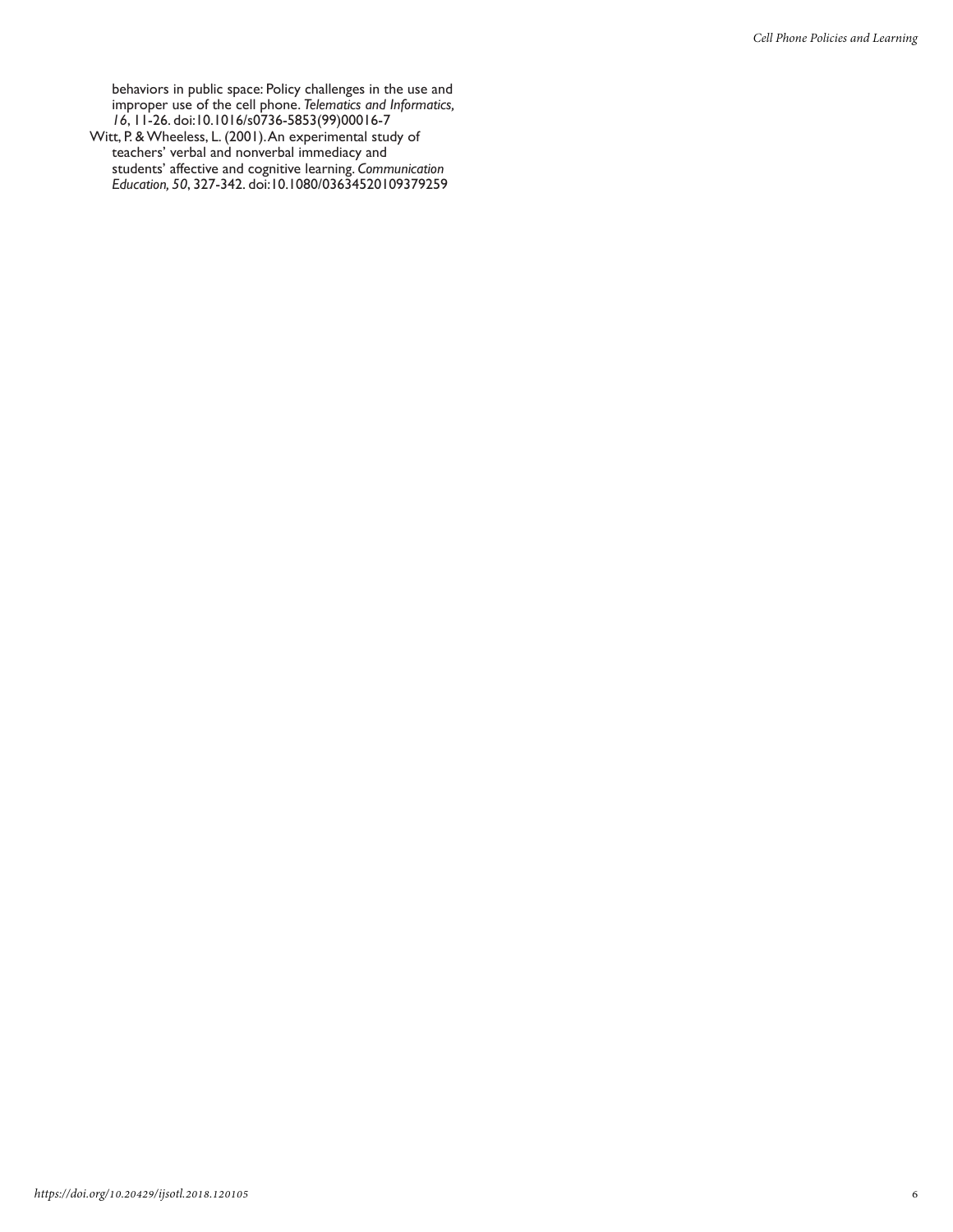behaviors in public space: Policy challenges in the use and improper use of the cell phone. *Telematics and Informatics, 16*, 11-26. doi:10.1016/s0736-5853(99)00016-7

Witt, P. & Wheeless, L. (2001). An experimental study of teachers' verbal and nonverbal immediacy and students' affective and cognitive learning. *Communication Education, 50*, 327-342. doi:10.1080/03634520109379259